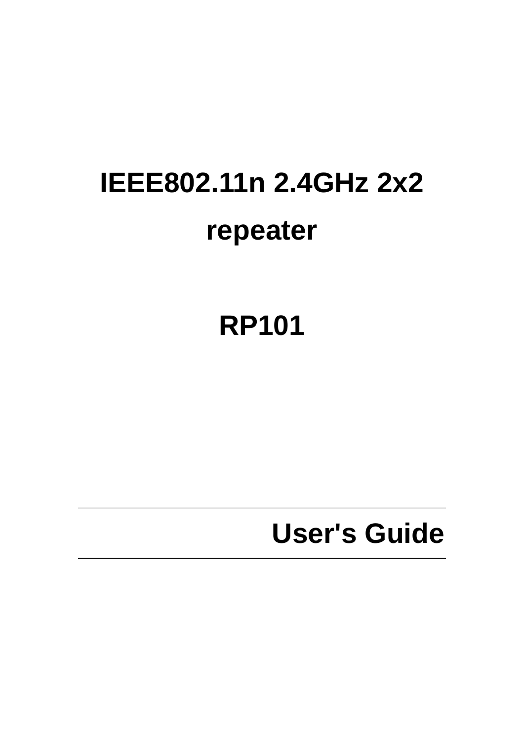# IEEE802.11n 2.4GHz 2x2 repeater

# RP101

---

## User's Guide

---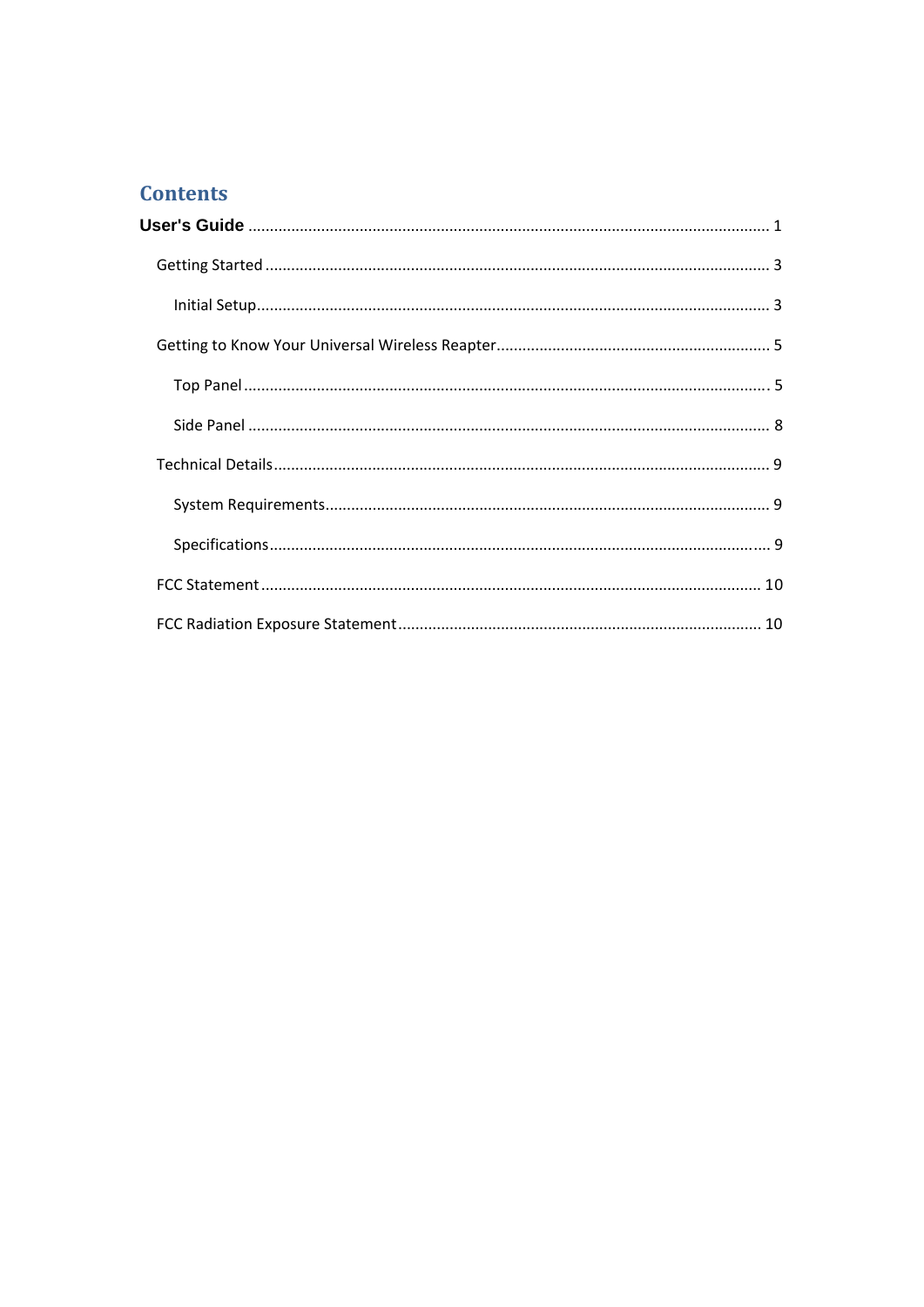# Contents

**User's Guide** ........................................................................................................................ 1

- Getting Started ..................................................................................................................... 3
  - Initial Setup....................................................................................................................... 3
- Getting to Know Your Universal Wireless Reapter................................................................ 5
  - Top Panel .......................................................................................................................... 5
  - Side Panel ........................................................................................................................ 8
- Technical Details.................................................................................................................. 9
  - System Requirements....................................................................................................... 9
  - Specifications.................................................................................................................... 9
- FCC Statement ................................................................................................................... 10
- FCC Radiation Exposure Statement .................................................................................... 10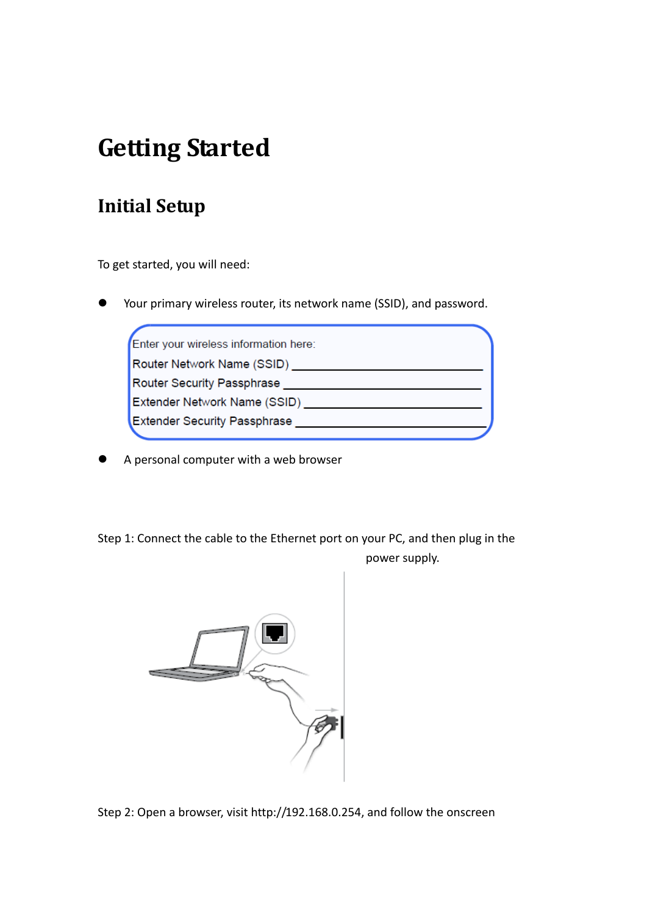# Getting Started

## Initial Setup

To get started, you will need:

- Your primary wireless router, its network name (SSID), and password.

Enter your wireless information here:

Router Network Name (SSID) ______________________________

Router Security Passphrase ______________________________

Extender Network Name (SSID) ______________________________

Extender Security Passphrase ______________________________

- A personal computer with a web browser

Step 1: Connect the cable to the Ethernet port on your PC, and then plug in the power supply.

Step 2: Open a browser, visit http://192.168.0.254, and follow the onscreen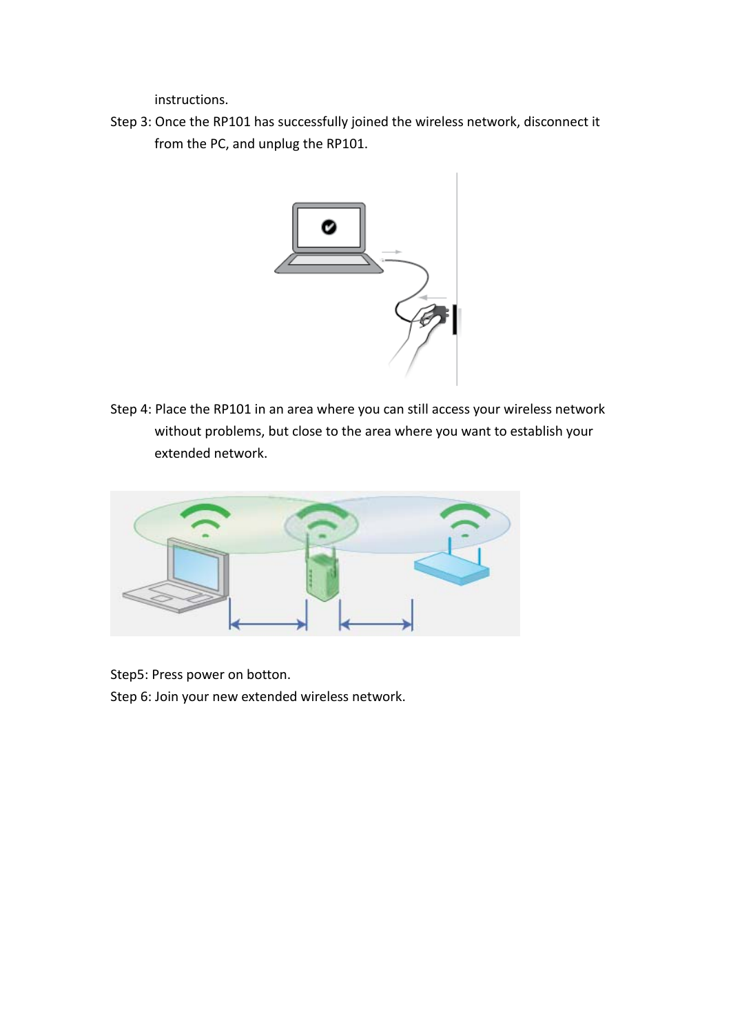instructions.

Step 3: Once the RP101 has successfully joined the wireless network, disconnect it from the PC, and unplug the RP101.

Step 4: Place the RP101 in an area where you can still access your wireless network without problems, but close to the area where you want to establish your extended network.

Step5: Press power on botton.

Step 6: Join your new extended wireless network.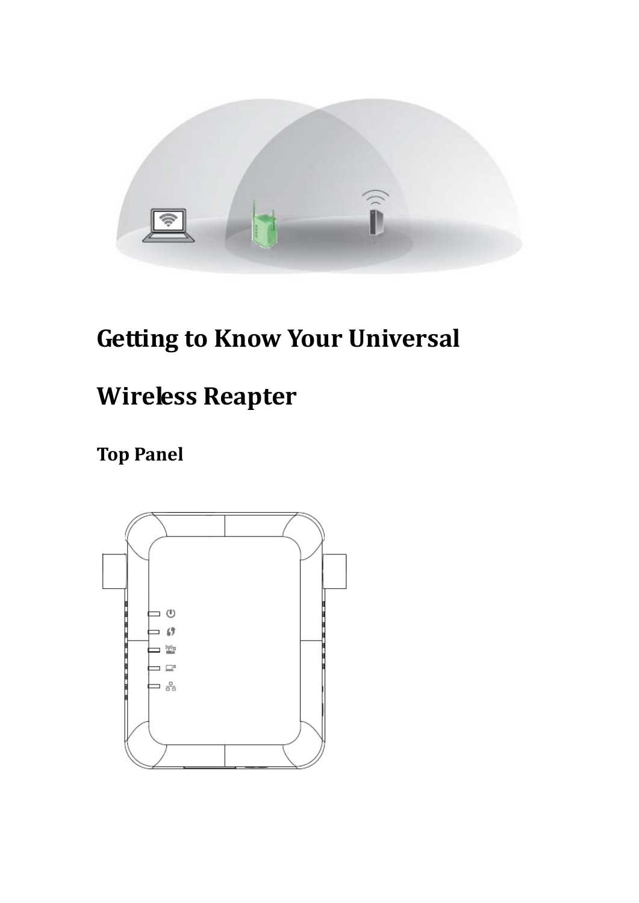# Getting to Know Your Universal Wireless Reapter

## Top Panel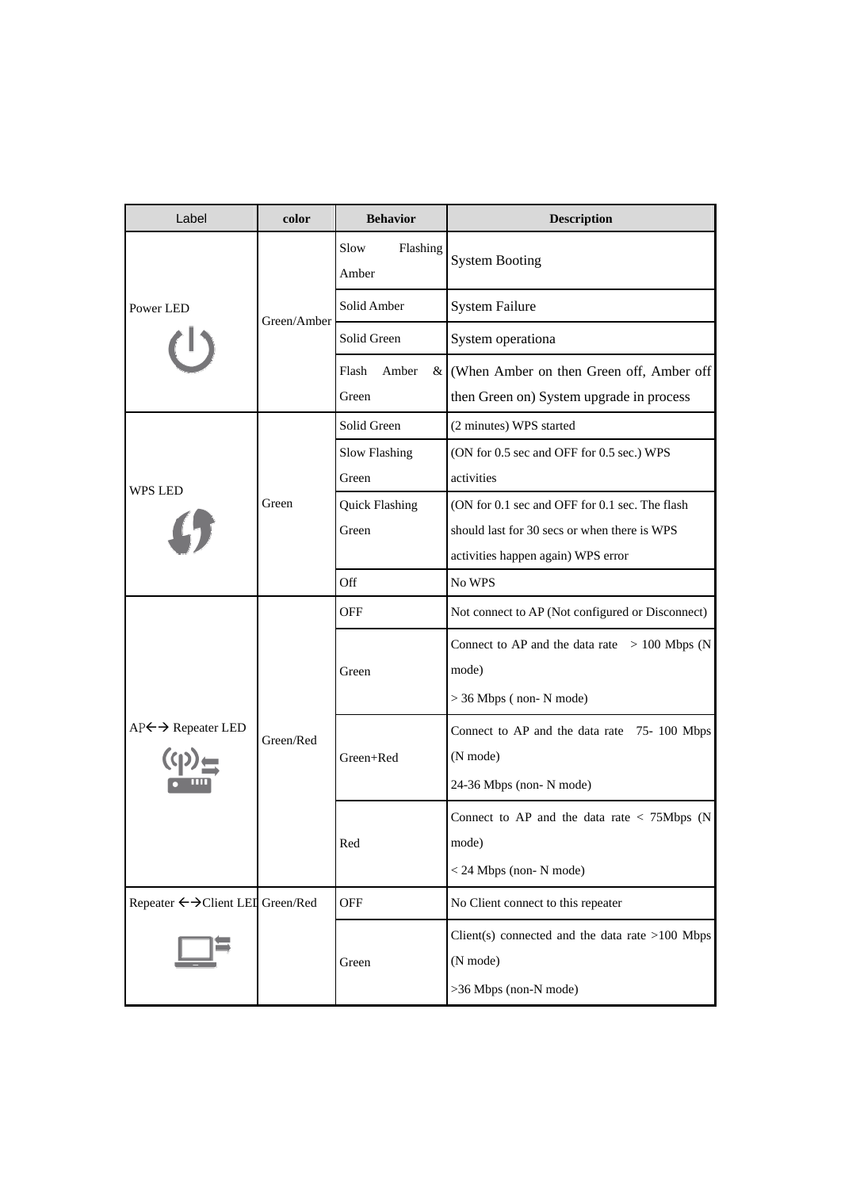| Label | color | Behavior | Description |
| --- | --- | --- | --- |
| Power LED | Green/Amber | Slow Flashing Amber | System Booting |
| | | Solid Amber | System Failure |
| | | Solid Green | System operationa |
| | | Flash Amber & Green | (When Amber on then Green off, Amber off then Green on) System upgrade in process |
| WPS LED | Green | Solid Green | (2 minutes) WPS started |
| | | Slow Flashing Green | (ON for 0.5 sec and OFF for 0.5 sec.) WPS activities |
| | | Quick Flashing Green | (ON for 0.1 sec and OFF for 0.1 sec. The flash should last for 30 secs or when there is WPS activities happen again) WPS error |
| | | Off | No WPS |
| AP←→ Repeater LED | Green/Red | OFF | Not connect to AP (Not configured or Disconnect) |
| | | Green | Connect to AP and the data rate > 100 Mbps (N mode)<br>> 36 Mbps ( non- N mode) |
| | | Green+Red | Connect to AP and the data rate 75- 100 Mbps (N mode)<br>24-36 Mbps (non- N mode) |
| | | Red | Connect to AP and the data rate < 75Mbps (N mode)<br>< 24 Mbps (non- N mode) |
| Repeater ←→Client LED | Green/Red | OFF | No Client connect to this repeater |
| | | Green | Client(s) connected and the data rate >100 Mbps (N mode)<br>>36 Mbps (non-N mode) |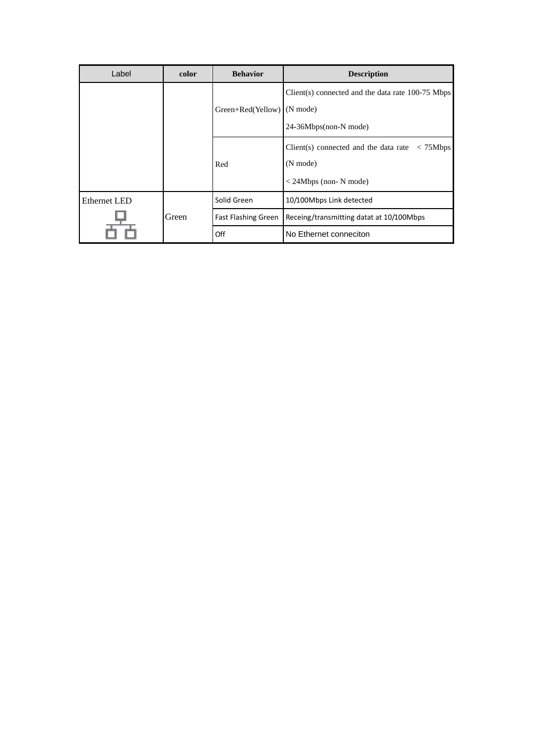| Label | color | Behavior | Description |
| --- | --- | --- | --- |
| | | Green+Red(Yellow) | Client(s) connected and the data rate 100-75 Mbps (N mode)<br>24-36Mbps(non-N mode) |
| | | Red | Client(s) connected and the data rate < 75Mbps (N mode)<br>< 24Mbps (non- N mode) |
| Ethernet LED | Green | Solid Green | 10/100Mbps Link detected |
| | | Fast Flashing Green | Receing/transmitting datat at 10/100Mbps |
| | | Off | No Ethernet conneciton |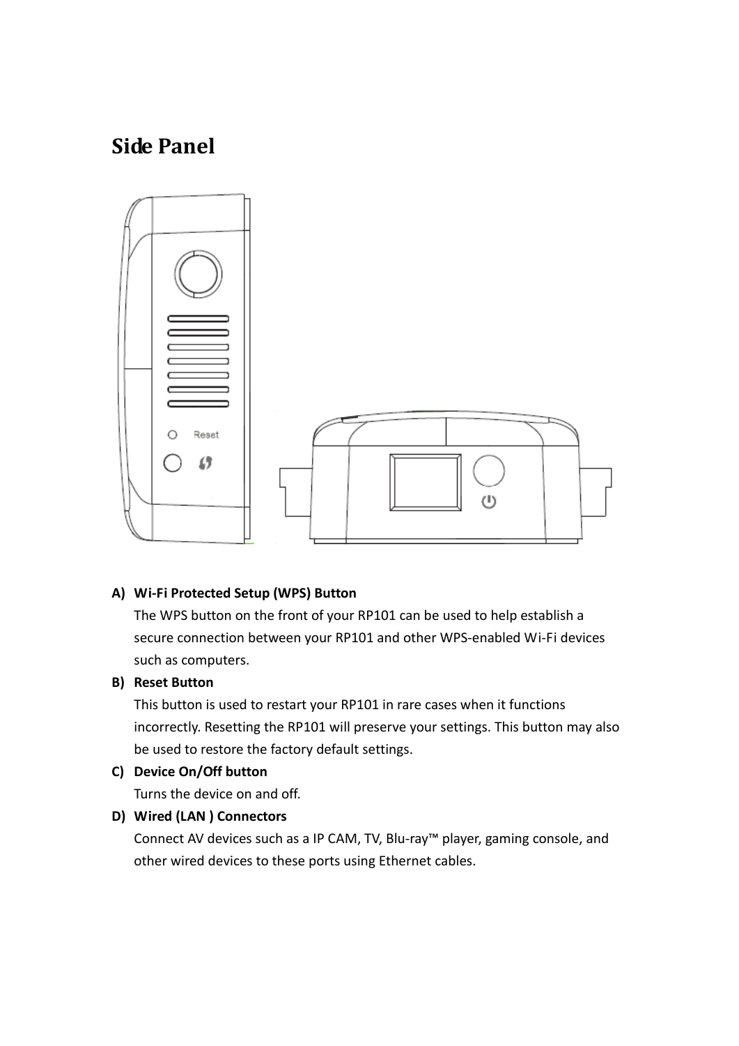# Side Panel

A) **Wi-Fi Protected Setup (WPS) Button**
   The WPS button on the front of your RP101 can be used to help establish a secure connection between your RP101 and other WPS-enabled Wi-Fi devices such as computers.

B) **Reset Button**
   This button is used to restart your RP101 in rare cases when it functions incorrectly. Resetting the RP101 will preserve your settings. This button may also be used to restore the factory default settings.

C) **Device On/Off button**
   Turns the device on and off.

D) **Wired (LAN ) Connectors**
   Connect AV devices such as a IP CAM, TV, Blu-ray™ player, gaming console, and other wired devices to these ports using Ethernet cables.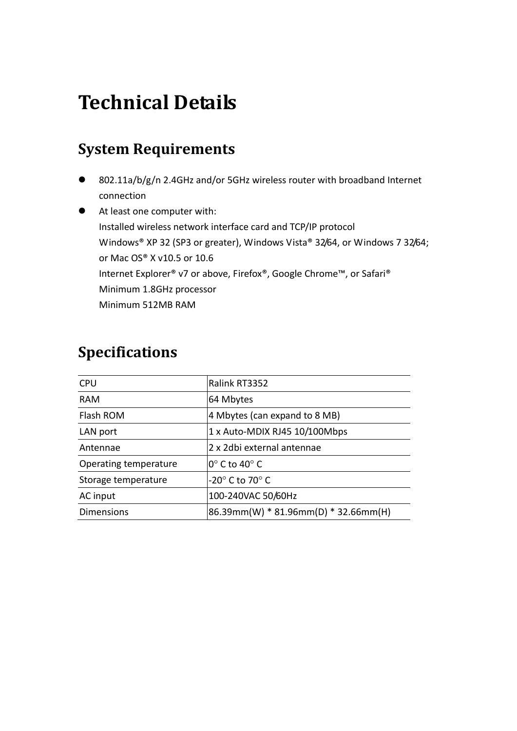# Technical Details

## System Requirements

- 802.11a/b/g/n 2.4GHz and/or 5GHz wireless router with broadband Internet connection
- At least one computer with:
  Installed wireless network interface card and TCP/IP protocol
  Windows® XP 32 (SP3 or greater), Windows Vista® 32/64, or Windows 7 32/64; or Mac OS® X v10.5 or 10.6
  Internet Explorer® v7 or above, Firefox®, Google Chrome™, or Safari®
  Minimum 1.8GHz processor
  Minimum 512MB RAM

## Specifications

| | |
|---|---|
| CPU | Ralink RT3352 |
| RAM | 64 Mbytes |
| Flash ROM | 4 Mbytes (can expand to 8 MB) |
| LAN port | 1 x Auto-MDIX RJ45 10/100Mbps |
| Antennae | 2 x 2dbi external antennae |
| Operating temperature | 0° C to 40° C |
| Storage temperature | -20° C to 70° C |
| AC input | 100-240VAC 50/60Hz |
| Dimensions | 86.39mm(W) * 81.96mm(D) * 32.66mm(H) |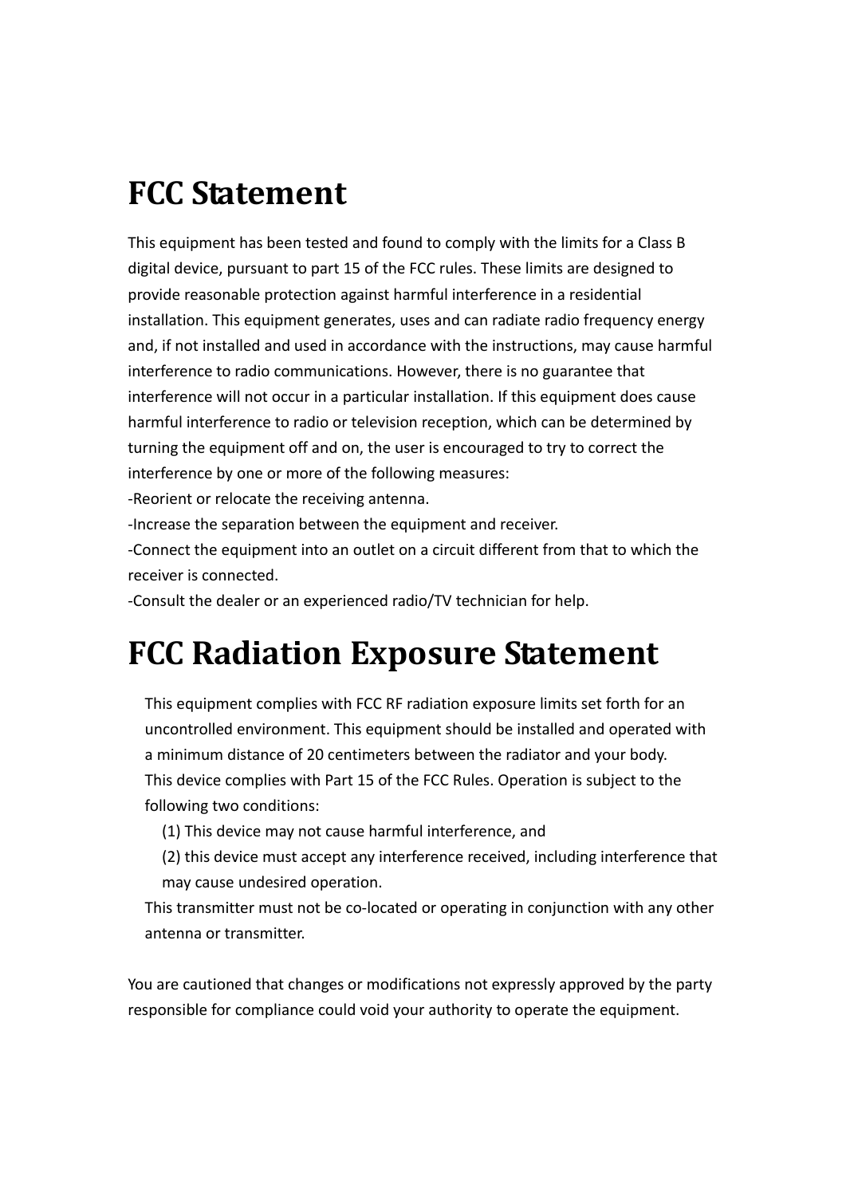# FCC Statement

This equipment has been tested and found to comply with the limits for a Class B digital device, pursuant to part 15 of the FCC rules. These limits are designed to provide reasonable protection against harmful interference in a residential installation. This equipment generates, uses and can radiate radio frequency energy and, if not installed and used in accordance with the instructions, may cause harmful interference to radio communications. However, there is no guarantee that interference will not occur in a particular installation. If this equipment does cause harmful interference to radio or television reception, which can be determined by turning the equipment off and on, the user is encouraged to try to correct the interference by one or more of the following measures:

-Reorient or relocate the receiving antenna.

-Increase the separation between the equipment and receiver.

-Connect the equipment into an outlet on a circuit different from that to which the receiver is connected.

-Consult the dealer or an experienced radio/TV technician for help.

# FCC Radiation Exposure Statement

This equipment complies with FCC RF radiation exposure limits set forth for an uncontrolled environment. This equipment should be installed and operated with a minimum distance of 20 centimeters between the radiator and your body.

This device complies with Part 15 of the FCC Rules. Operation is subject to the following two conditions:

(1) This device may not cause harmful interference, and

(2) this device must accept any interference received, including interference that may cause undesired operation.

This transmitter must not be co-located or operating in conjunction with any other antenna or transmitter.

You are cautioned that changes or modifications not expressly approved by the party responsible for compliance could void your authority to operate the equipment.